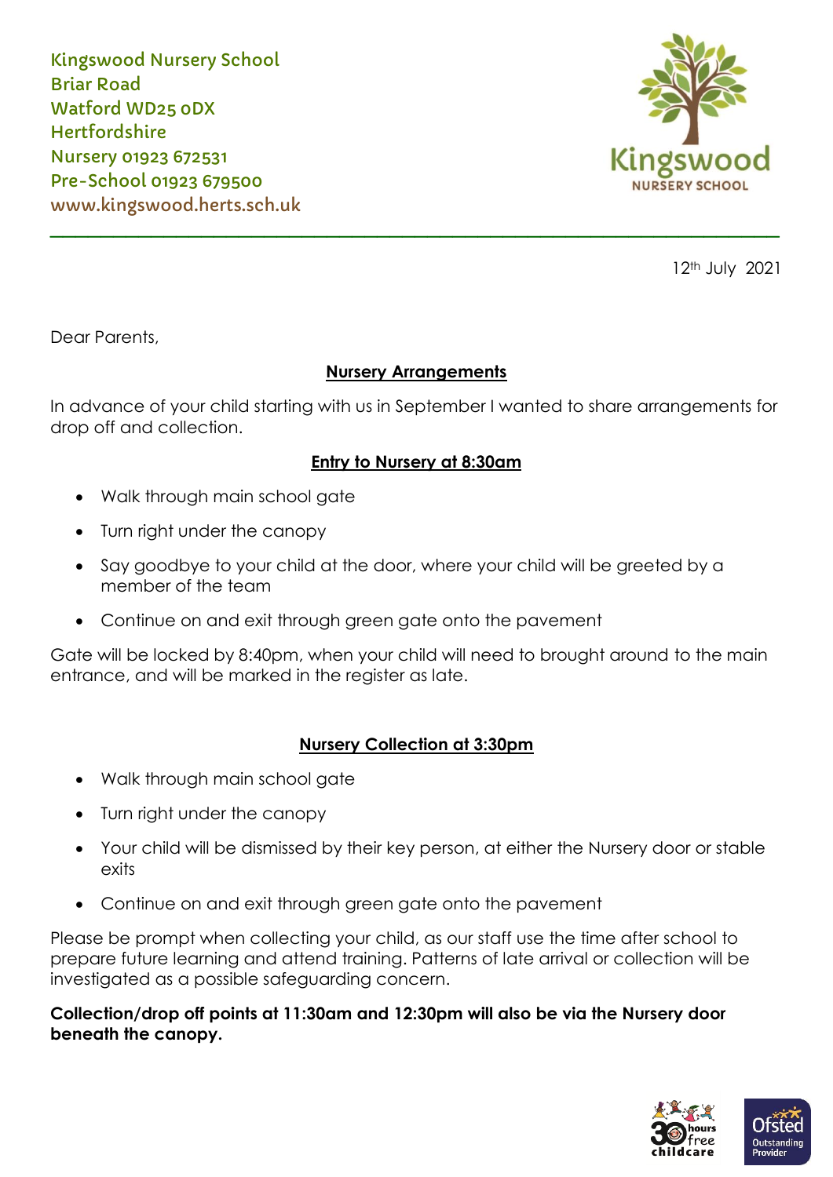Kingswood Nursery School
Briar Road
Watford WD25 0DX
Hertfordshire
Nursery 01923 672531
Pre-School 01923 679500
www.kingswood.herts.sch.uk

Kingswood
NURSERY SCHOOL

---

12th July 2021

Dear Parents,

## Nursery Arrangements

In advance of your child starting with us in September I wanted to share arrangements for drop off and collection.

### Entry to Nursery at 8:30am

- Walk through main school gate
- Turn right under the canopy
- Say goodbye to your child at the door, where your child will be greeted by a member of the team
- Continue on and exit through green gate onto the pavement

Gate will be locked by 8:40pm, when your child will need to brought around to the main entrance, and will be marked in the register as late.

### Nursery Collection at 3:30pm

- Walk through main school gate
- Turn right under the canopy
- Your child will be dismissed by their key person, at either the Nursery door or stable exits
- Continue on and exit through green gate onto the pavement

Please be prompt when collecting your child, as our staff use the time after school to prepare future learning and attend training. Patterns of late arrival or collection will be investigated as a possible safeguarding concern.

**Collection/drop off points at 11:30am and 12:30pm will also be via the Nursery door beneath the canopy.**

30 hours free childcare

Ofsted Outstanding Provider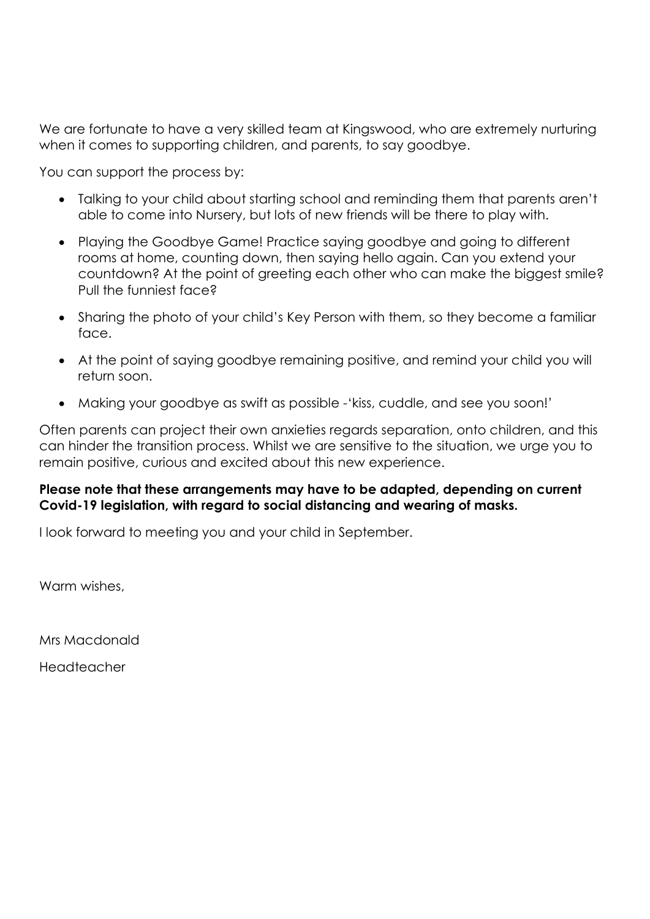We are fortunate to have a very skilled team at Kingswood, who are extremely nurturing when it comes to supporting children, and parents, to say goodbye.

You can support the process by:

- Talking to your child about starting school and reminding them that parents aren't able to come into Nursery, but lots of new friends will be there to play with.
- Playing the Goodbye Game! Practice saying goodbye and going to different rooms at home, counting down, then saying hello again. Can you extend your countdown? At the point of greeting each other who can make the biggest smile? Pull the funniest face?
- Sharing the photo of your child's Key Person with them, so they become a familiar face.
- At the point of saying goodbye remaining positive, and remind your child you will return soon.
- Making your goodbye as swift as possible -'kiss, cuddle, and see you soon!'

Often parents can project their own anxieties regards separation, onto children, and this can hinder the transition process. Whilst we are sensitive to the situation, we urge you to remain positive, curious and excited about this new experience.

**Please note that these arrangements may have to be adapted, depending on current Covid-19 legislation, with regard to social distancing and wearing of masks.**

I look forward to meeting you and your child in September.

Warm wishes,

Mrs Macdonald

Headteacher